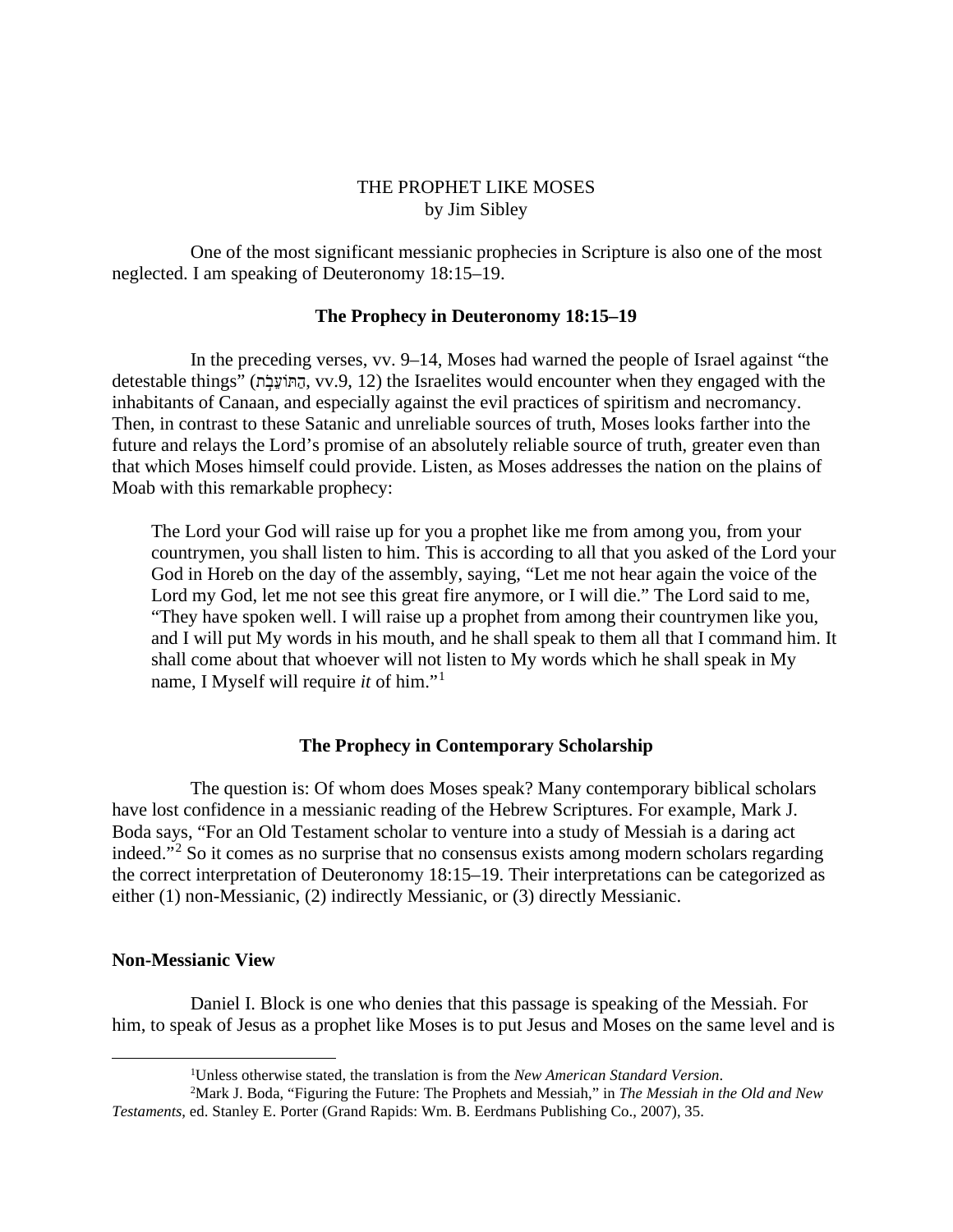# THE PROPHET LIKE MOSES

by Jim Sibley

One of the most significant messianic prophecies in Scripture is also one of the most neglected. I am speaking of Deuteronomy 18:15–19.

## The Prophecy in Deuteronomy 18:15–19

In the preceding verses, vv. 9–14, Moses had warned the people of Israel against "the detestable things" (הַתּוֹעֵבֹת, vv.9, 12) the Israelites would encounter when they engaged with the inhabitants of Canaan, and especially against the evil practices of spiritism and necromancy. Then, in contrast to these Satanic and unreliable sources of truth, Moses looks farther into the future and relays the Lord's promise of an absolutely reliable source of truth, greater even than that which Moses himself could provide. Listen, as Moses addresses the nation on the plains of Moab with this remarkable prophecy:

> The Lord your God will raise up for you a prophet like me from among you, from your countrymen, you shall listen to him. This is according to all that you asked of the Lord your God in Horeb on the day of the assembly, saying, "Let me not hear again the voice of the Lord my God, let me not see this great fire anymore, or I will die." The Lord said to me, "They have spoken well. I will raise up a prophet from among their countrymen like you, and I will put My words in his mouth, and he shall speak to them all that I command him. It shall come about that whoever will not listen to My words which he shall speak in My name, I Myself will require *it* of him."[1]

## The Prophecy in Contemporary Scholarship

The question is: Of whom does Moses speak? Many contemporary biblical scholars have lost confidence in a messianic reading of the Hebrew Scriptures. For example, Mark J. Boda says, "For an Old Testament scholar to venture into a study of Messiah is a daring act indeed."[2] So it comes as no surprise that no consensus exists among modern scholars regarding the correct interpretation of Deuteronomy 18:15–19. Their interpretations can be categorized as either (1) non-Messianic, (2) indirectly Messianic, or (3) directly Messianic.

### Non-Messianic View

Daniel I. Block is one who denies that this passage is speaking of the Messiah. For him, to speak of Jesus as a prophet like Moses is to put Jesus and Moses on the same level and is

---

[1] Unless otherwise stated, the translation is from the *New American Standard Version*.

[2] Mark J. Boda, "Figuring the Future: The Prophets and Messiah," in *The Messiah in the Old and New Testaments*, ed. Stanley E. Porter (Grand Rapids: Wm. B. Eerdmans Publishing Co., 2007), 35.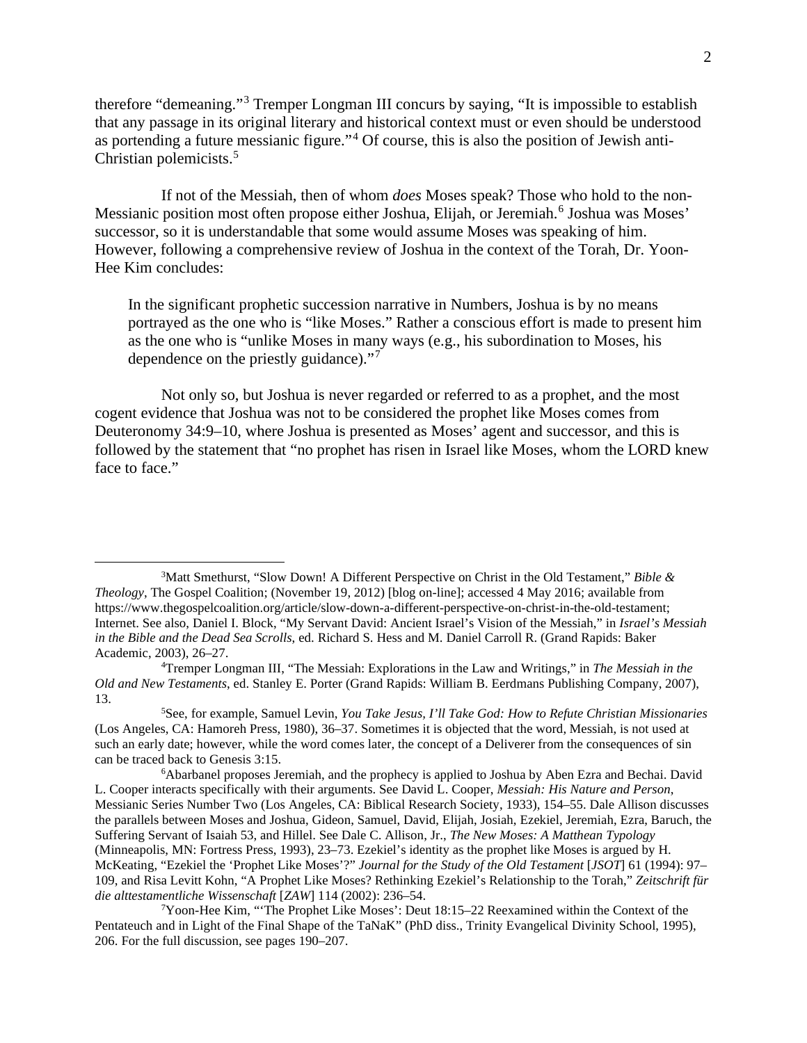therefore "demeaning."[3] Tremper Longman III concurs by saying, "It is impossible to establish that any passage in its original literary and historical context must or even should be understood as portending a future messianic figure."[4] Of course, this is also the position of Jewish anti-Christian polemicists.[5]

If not of the Messiah, then of whom *does* Moses speak? Those who hold to the non-Messianic position most often propose either Joshua, Elijah, or Jeremiah.[6] Joshua was Moses' successor, so it is understandable that some would assume Moses was speaking of him. However, following a comprehensive review of Joshua in the context of the Torah, Dr. Yoon-Hee Kim concludes:

> In the significant prophetic succession narrative in Numbers, Joshua is by no means portrayed as the one who is "like Moses." Rather a conscious effort is made to present him as the one who is "unlike Moses in many ways (e.g., his subordination to Moses, his dependence on the priestly guidance)."[7]

Not only so, but Joshua is never regarded or referred to as a prophet, and the most cogent evidence that Joshua was not to be considered the prophet like Moses comes from Deuteronomy 34:9–10, where Joshua is presented as Moses' agent and successor, and this is followed by the statement that "no prophet has risen in Israel like Moses, whom the LORD knew face to face."

---

[3]Matt Smethurst, "Slow Down! A Different Perspective on Christ in the Old Testament," *Bible & Theology*, The Gospel Coalition; (November 19, 2012) [blog on-line]; accessed 4 May 2016; available from https://www.thegospelcoalition.org/article/slow-down-a-different-perspective-on-christ-in-the-old-testament; Internet. See also, Daniel I. Block, "My Servant David: Ancient Israel's Vision of the Messiah," in *Israel's Messiah in the Bible and the Dead Sea Scrolls*, ed. Richard S. Hess and M. Daniel Carroll R. (Grand Rapids: Baker Academic, 2003), 26–27.

[4]Tremper Longman III, "The Messiah: Explorations in the Law and Writings," in *The Messiah in the Old and New Testaments*, ed. Stanley E. Porter (Grand Rapids: William B. Eerdmans Publishing Company, 2007), 13.

[5]See, for example, Samuel Levin, *You Take Jesus, I'll Take God: How to Refute Christian Missionaries* (Los Angeles, CA: Hamoreh Press, 1980), 36–37. Sometimes it is objected that the word, Messiah, is not used at such an early date; however, while the word comes later, the concept of a Deliverer from the consequences of sin can be traced back to Genesis 3:15.

[6]Abarbanel proposes Jeremiah, and the prophecy is applied to Joshua by Aben Ezra and Bechai. David L. Cooper interacts specifically with their arguments. See David L. Cooper, *Messiah: His Nature and Person*, Messianic Series Number Two (Los Angeles, CA: Biblical Research Society, 1933), 154–55. Dale Allison discusses the parallels between Moses and Joshua, Gideon, Samuel, David, Elijah, Josiah, Ezekiel, Jeremiah, Ezra, Baruch, the Suffering Servant of Isaiah 53, and Hillel. See Dale C. Allison, Jr., *The New Moses: A Matthean Typology* (Minneapolis, MN: Fortress Press, 1993), 23–73. Ezekiel's identity as the prophet like Moses is argued by H. McKeating, "Ezekiel the 'Prophet Like Moses'?" *Journal for the Study of the Old Testament* [*JSOT*] 61 (1994): 97–109, and Risa Levitt Kohn, "A Prophet Like Moses? Rethinking Ezekiel's Relationship to the Torah," *Zeitschrift für die alttestamentliche Wissenschaft* [*ZAW*] 114 (2002): 236–54.

[7]Yoon-Hee Kim, "'The Prophet Like Moses': Deut 18:15–22 Reexamined within the Context of the Pentateuch and in Light of the Final Shape of the TaNaK" (PhD diss., Trinity Evangelical Divinity School, 1995), 206. For the full discussion, see pages 190–207.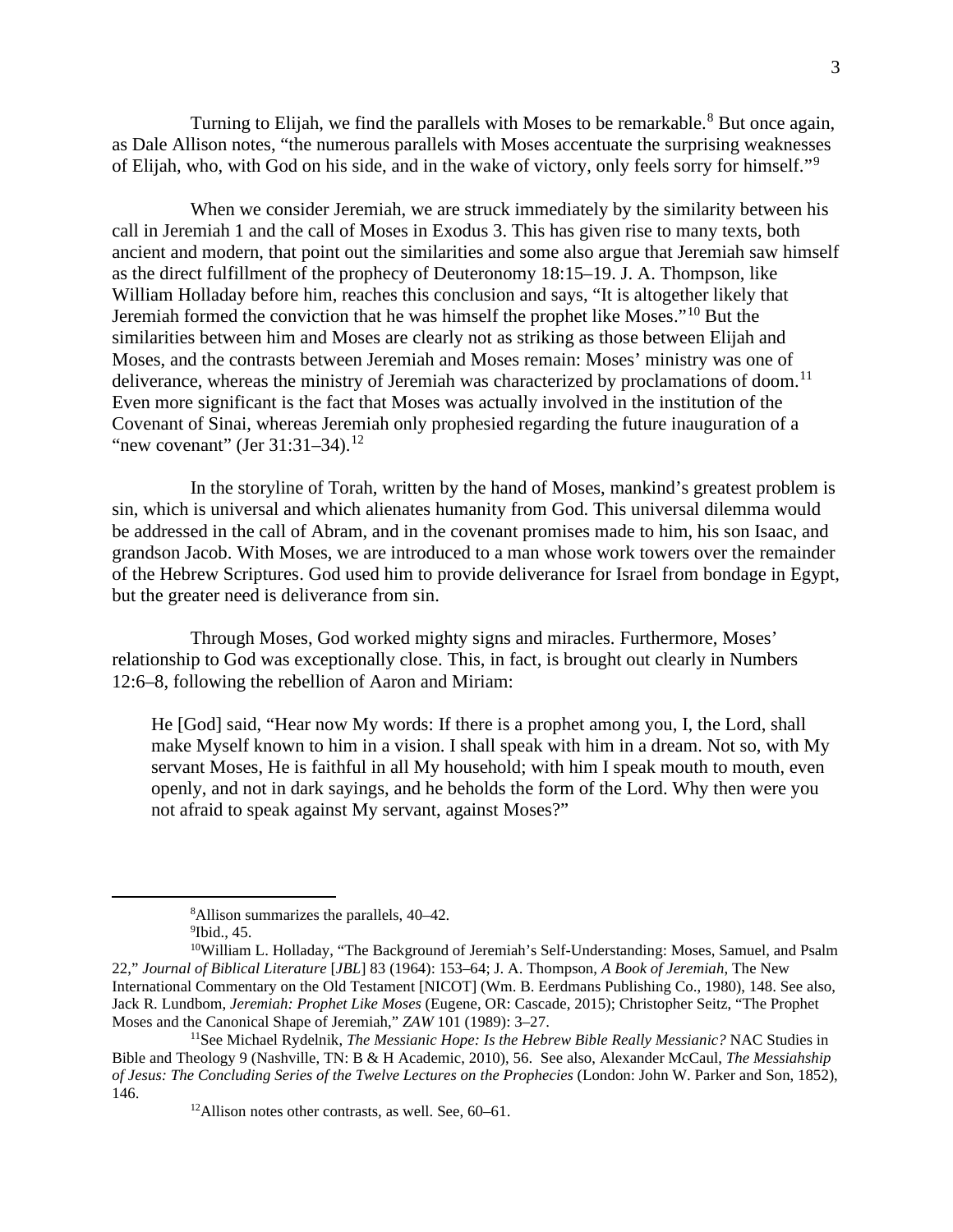Turning to Elijah, we find the parallels with Moses to be remarkable.[8] But once again, as Dale Allison notes, "the numerous parallels with Moses accentuate the surprising weaknesses of Elijah, who, with God on his side, and in the wake of victory, only feels sorry for himself."[9]

When we consider Jeremiah, we are struck immediately by the similarity between his call in Jeremiah 1 and the call of Moses in Exodus 3. This has given rise to many texts, both ancient and modern, that point out the similarities and some also argue that Jeremiah saw himself as the direct fulfillment of the prophecy of Deuteronomy 18:15–19. J. A. Thompson, like William Holladay before him, reaches this conclusion and says, "It is altogether likely that Jeremiah formed the conviction that he was himself the prophet like Moses."[10] But the similarities between him and Moses are clearly not as striking as those between Elijah and Moses, and the contrasts between Jeremiah and Moses remain: Moses' ministry was one of deliverance, whereas the ministry of Jeremiah was characterized by proclamations of doom.[11] Even more significant is the fact that Moses was actually involved in the institution of the Covenant of Sinai, whereas Jeremiah only prophesied regarding the future inauguration of a "new covenant" (Jer 31:31–34).[12]

In the storyline of Torah, written by the hand of Moses, mankind's greatest problem is sin, which is universal and which alienates humanity from God. This universal dilemma would be addressed in the call of Abram, and in the covenant promises made to him, his son Isaac, and grandson Jacob. With Moses, we are introduced to a man whose work towers over the remainder of the Hebrew Scriptures. God used him to provide deliverance for Israel from bondage in Egypt, but the greater need is deliverance from sin.

Through Moses, God worked mighty signs and miracles. Furthermore, Moses' relationship to God was exceptionally close. This, in fact, is brought out clearly in Numbers 12:6–8, following the rebellion of Aaron and Miriam:

> He [God] said, "Hear now My words: If there is a prophet among you, I, the Lord, shall make Myself known to him in a vision. I shall speak with him in a dream. Not so, with My servant Moses, He is faithful in all My household; with him I speak mouth to mouth, even openly, and not in dark sayings, and he beholds the form of the Lord. Why then were you not afraid to speak against My servant, against Moses?"

---

[8]Allison summarizes the parallels, 40–42.

[9]Ibid., 45.

[10]William L. Holladay, "The Background of Jeremiah's Self-Understanding: Moses, Samuel, and Psalm 22," *Journal of Biblical Literature* [*JBL*] 83 (1964): 153–64; J. A. Thompson, *A Book of Jeremiah*, The New International Commentary on the Old Testament [NICOT] (Wm. B. Eerdmans Publishing Co., 1980), 148. See also, Jack R. Lundbom, *Jeremiah: Prophet Like Moses* (Eugene, OR: Cascade, 2015); Christopher Seitz, "The Prophet Moses and the Canonical Shape of Jeremiah," *ZAW* 101 (1989): 3–27.

[11]See Michael Rydelnik, *The Messianic Hope: Is the Hebrew Bible Really Messianic?* NAC Studies in Bible and Theology 9 (Nashville, TN: B & H Academic, 2010), 56. See also, Alexander McCaul, *The Messiahship of Jesus: The Concluding Series of the Twelve Lectures on the Prophecies* (London: John W. Parker and Son, 1852), 146.

[12]Allison notes other contrasts, as well. See, 60–61.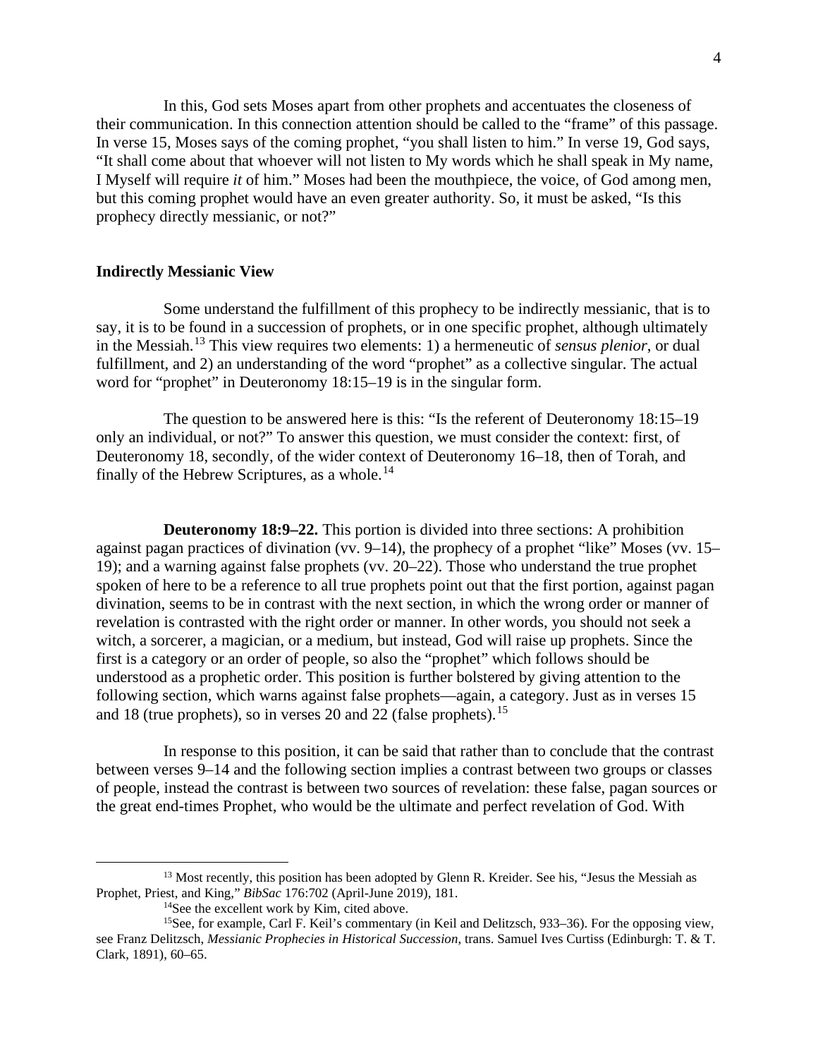In this, God sets Moses apart from other prophets and accentuates the closeness of their communication. In this connection attention should be called to the "frame" of this passage. In verse 15, Moses says of the coming prophet, "you shall listen to him." In verse 19, God says, "It shall come about that whoever will not listen to My words which he shall speak in My name, I Myself will require *it* of him." Moses had been the mouthpiece, the voice, of God among men, but this coming prophet would have an even greater authority. So, it must be asked, "Is this prophecy directly messianic, or not?"

## Indirectly Messianic View

Some understand the fulfillment of this prophecy to be indirectly messianic, that is to say, it is to be found in a succession of prophets, or in one specific prophet, although ultimately in the Messiah.[13] This view requires two elements: 1) a hermeneutic of *sensus plenior*, or dual fulfillment, and 2) an understanding of the word "prophet" as a collective singular. The actual word for "prophet" in Deuteronomy 18:15–19 is in the singular form.

The question to be answered here is this: "Is the referent of Deuteronomy 18:15–19 only an individual, or not?" To answer this question, we must consider the context: first, of Deuteronomy 18, secondly, of the wider context of Deuteronomy 16–18, then of Torah, and finally of the Hebrew Scriptures, as a whole.[14]

**Deuteronomy 18:9–22.** This portion is divided into three sections: A prohibition against pagan practices of divination (vv. 9–14), the prophecy of a prophet "like" Moses (vv. 15–19); and a warning against false prophets (vv. 20–22). Those who understand the true prophet spoken of here to be a reference to all true prophets point out that the first portion, against pagan divination, seems to be in contrast with the next section, in which the wrong order or manner of revelation is contrasted with the right order or manner. In other words, you should not seek a witch, a sorcerer, a magician, or a medium, but instead, God will raise up prophets. Since the first is a category or an order of people, so also the "prophet" which follows should be understood as a prophetic order. This position is further bolstered by giving attention to the following section, which warns against false prophets—again, a category. Just as in verses 15 and 18 (true prophets), so in verses 20 and 22 (false prophets).[15]

In response to this position, it can be said that rather than to conclude that the contrast between verses 9–14 and the following section implies a contrast between two groups or classes of people, instead the contrast is between two sources of revelation: these false, pagan sources or the great end-times Prophet, who would be the ultimate and perfect revelation of God. With

---

[13] Most recently, this position has been adopted by Glenn R. Kreider. See his, "Jesus the Messiah as Prophet, Priest, and King," *BibSac* 176:702 (April-June 2019), 181.

[14] See the excellent work by Kim, cited above.

[15] See, for example, Carl F. Keil's commentary (in Keil and Delitzsch, 933–36). For the opposing view, see Franz Delitzsch, *Messianic Prophecies in Historical Succession*, trans. Samuel Ives Curtiss (Edinburgh: T. & T. Clark, 1891), 60–65.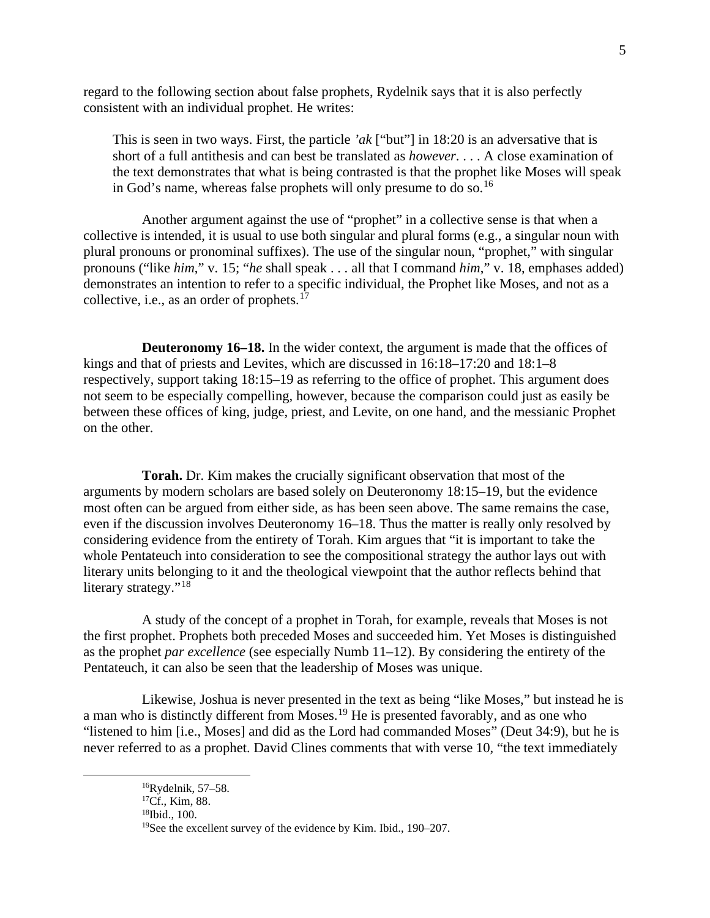regard to the following section about false prophets, Rydelnik says that it is also perfectly consistent with an individual prophet. He writes:

> This is seen in two ways. First, the particle *'ak* ["but"] in 18:20 is an adversative that is short of a full antithesis and can best be translated as *however*. . . . A close examination of the text demonstrates that what is being contrasted is that the prophet like Moses will speak in God's name, whereas false prophets will only presume to do so.[16]

Another argument against the use of "prophet" in a collective sense is that when a collective is intended, it is usual to use both singular and plural forms (e.g., a singular noun with plural pronouns or pronominal suffixes). The use of the singular noun, "prophet," with singular pronouns ("like *him*," v. 15; "*he* shall speak . . . all that I command *him*," v. 18, emphases added) demonstrates an intention to refer to a specific individual, the Prophet like Moses, and not as a collective, i.e., as an order of prophets.[17]

**Deuteronomy 16–18.** In the wider context, the argument is made that the offices of kings and that of priests and Levites, which are discussed in 16:18–17:20 and 18:1–8 respectively, support taking 18:15–19 as referring to the office of prophet. This argument does not seem to be especially compelling, however, because the comparison could just as easily be between these offices of king, judge, priest, and Levite, on one hand, and the messianic Prophet on the other.

**Torah.** Dr. Kim makes the crucially significant observation that most of the arguments by modern scholars are based solely on Deuteronomy 18:15–19, but the evidence most often can be argued from either side, as has been seen above. The same remains the case, even if the discussion involves Deuteronomy 16–18. Thus the matter is really only resolved by considering evidence from the entirety of Torah. Kim argues that "it is important to take the whole Pentateuch into consideration to see the compositional strategy the author lays out with literary units belonging to it and the theological viewpoint that the author reflects behind that literary strategy."[18]

A study of the concept of a prophet in Torah, for example, reveals that Moses is not the first prophet. Prophets both preceded Moses and succeeded him. Yet Moses is distinguished as the prophet *par excellence* (see especially Numb 11–12). By considering the entirety of the Pentateuch, it can also be seen that the leadership of Moses was unique.

Likewise, Joshua is never presented in the text as being "like Moses," but instead he is a man who is distinctly different from Moses.[19] He is presented favorably, and as one who "listened to him [i.e., Moses] and did as the Lord had commanded Moses" (Deut 34:9), but he is never referred to as a prophet. David Clines comments that with verse 10, "the text immediately

---

[16]Rydelnik, 57–58.

[17]Cf., Kim, 88.

[18]Ibid., 100.

[19]See the excellent survey of the evidence by Kim. Ibid., 190–207.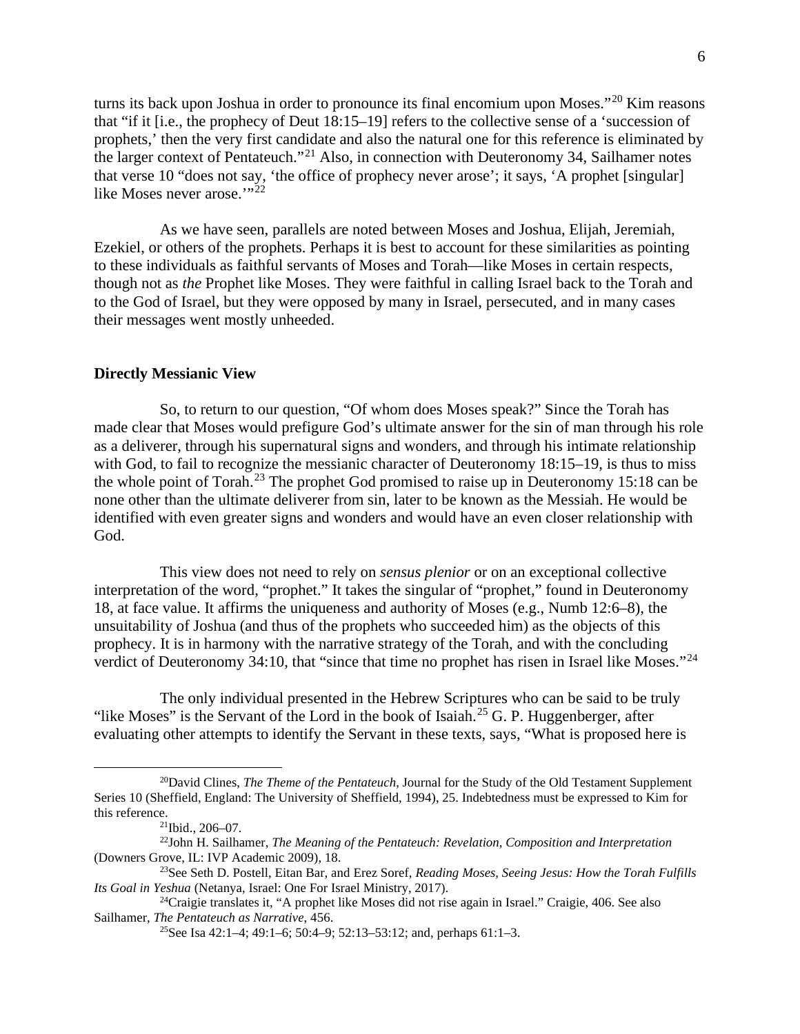turns its back upon Joshua in order to pronounce its final encomium upon Moses."[20] Kim reasons that "if it [i.e., the prophecy of Deut 18:15–19] refers to the collective sense of a 'succession of prophets,' then the very first candidate and also the natural one for this reference is eliminated by the larger context of Pentateuch."[21] Also, in connection with Deuteronomy 34, Sailhamer notes that verse 10 "does not say, 'the office of prophecy never arose'; it says, 'A prophet [singular] like Moses never arose.'"[22]

As we have seen, parallels are noted between Moses and Joshua, Elijah, Jeremiah, Ezekiel, or others of the prophets. Perhaps it is best to account for these similarities as pointing to these individuals as faithful servants of Moses and Torah—like Moses in certain respects, though not as *the* Prophet like Moses. They were faithful in calling Israel back to the Torah and to the God of Israel, but they were opposed by many in Israel, persecuted, and in many cases their messages went mostly unheeded.

**Directly Messianic View**

So, to return to our question, "Of whom does Moses speak?" Since the Torah has made clear that Moses would prefigure God's ultimate answer for the sin of man through his role as a deliverer, through his supernatural signs and wonders, and through his intimate relationship with God, to fail to recognize the messianic character of Deuteronomy 18:15–19, is thus to miss the whole point of Torah.[23] The prophet God promised to raise up in Deuteronomy 15:18 can be none other than the ultimate deliverer from sin, later to be known as the Messiah. He would be identified with even greater signs and wonders and would have an even closer relationship with God.

This view does not need to rely on *sensus plenior* or on an exceptional collective interpretation of the word, "prophet." It takes the singular of "prophet," found in Deuteronomy 18, at face value. It affirms the uniqueness and authority of Moses (e.g., Numb 12:6–8), the unsuitability of Joshua (and thus of the prophets who succeeded him) as the objects of this prophecy. It is in harmony with the narrative strategy of the Torah, and with the concluding verdict of Deuteronomy 34:10, that "since that time no prophet has risen in Israel like Moses."[24]

The only individual presented in the Hebrew Scriptures who can be said to be truly "like Moses" is the Servant of the Lord in the book of Isaiah.[25] G. P. Huggenberger, after evaluating other attempts to identify the Servant in these texts, says, "What is proposed here is

---

[20]David Clines, *The Theme of the Pentateuch*, Journal for the Study of the Old Testament Supplement Series 10 (Sheffield, England: The University of Sheffield, 1994), 25. Indebtedness must be expressed to Kim for this reference.

[21]Ibid., 206–07.

[22]John H. Sailhamer, *The Meaning of the Pentateuch: Revelation, Composition and Interpretation* (Downers Grove, IL: IVP Academic 2009), 18.

[23]See Seth D. Postell, Eitan Bar, and Erez Soref, *Reading Moses, Seeing Jesus: How the Torah Fulfills Its Goal in Yeshua* (Netanya, Israel: One For Israel Ministry, 2017).

[24]Craigie translates it, "A prophet like Moses did not rise again in Israel." Craigie, 406. See also Sailhamer, *The Pentateuch as Narrative*, 456.

[25]See Isa 42:1–4; 49:1–6; 50:4–9; 52:13–53:12; and, perhaps 61:1–3.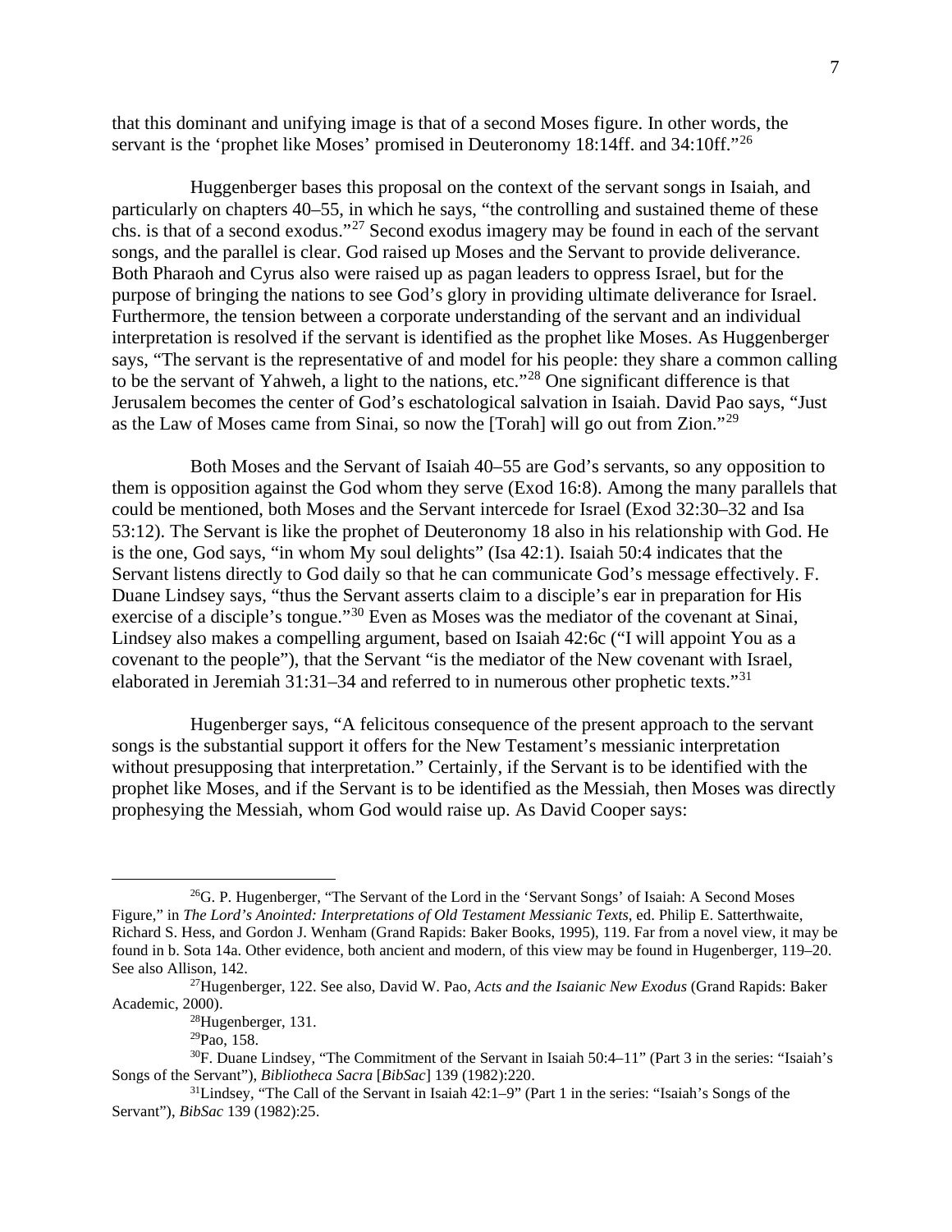that this dominant and unifying image is that of a second Moses figure. In other words, the servant is the 'prophet like Moses' promised in Deuteronomy 18:14ff. and 34:10ff."[26]

Huggenberger bases this proposal on the context of the servant songs in Isaiah, and particularly on chapters 40–55, in which he says, "the controlling and sustained theme of these chs. is that of a second exodus."[27] Second exodus imagery may be found in each of the servant songs, and the parallel is clear. God raised up Moses and the Servant to provide deliverance. Both Pharaoh and Cyrus also were raised up as pagan leaders to oppress Israel, but for the purpose of bringing the nations to see God's glory in providing ultimate deliverance for Israel. Furthermore, the tension between a corporate understanding of the servant and an individual interpretation is resolved if the servant is identified as the prophet like Moses. As Huggenberger says, "The servant is the representative of and model for his people: they share a common calling to be the servant of Yahweh, a light to the nations, etc."[28] One significant difference is that Jerusalem becomes the center of God's eschatological salvation in Isaiah. David Pao says, "Just as the Law of Moses came from Sinai, so now the [Torah] will go out from Zion."[29]

Both Moses and the Servant of Isaiah 40–55 are God's servants, so any opposition to them is opposition against the God whom they serve (Exod 16:8). Among the many parallels that could be mentioned, both Moses and the Servant intercede for Israel (Exod 32:30–32 and Isa 53:12). The Servant is like the prophet of Deuteronomy 18 also in his relationship with God. He is the one, God says, "in whom My soul delights" (Isa 42:1). Isaiah 50:4 indicates that the Servant listens directly to God daily so that he can communicate God's message effectively. F. Duane Lindsey says, "thus the Servant asserts claim to a disciple's ear in preparation for His exercise of a disciple's tongue."[30] Even as Moses was the mediator of the covenant at Sinai, Lindsey also makes a compelling argument, based on Isaiah 42:6c ("I will appoint You as a covenant to the people"), that the Servant "is the mediator of the New covenant with Israel, elaborated in Jeremiah 31:31–34 and referred to in numerous other prophetic texts."[31]

Hugenberger says, "A felicitous consequence of the present approach to the servant songs is the substantial support it offers for the New Testament's messianic interpretation without presupposing that interpretation." Certainly, if the Servant is to be identified with the prophet like Moses, and if the Servant is to be identified as the Messiah, then Moses was directly prophesying the Messiah, whom God would raise up. As David Cooper says:

---

[26]G. P. Hugenberger, "The Servant of the Lord in the 'Servant Songs' of Isaiah: A Second Moses Figure," in *The Lord's Anointed: Interpretations of Old Testament Messianic Texts*, ed. Philip E. Satterthwaite, Richard S. Hess, and Gordon J. Wenham (Grand Rapids: Baker Books, 1995), 119. Far from a novel view, it may be found in b. Sota 14a. Other evidence, both ancient and modern, of this view may be found in Hugenberger, 119–20. See also Allison, 142.

[27]Hugenberger, 122. See also, David W. Pao, *Acts and the Isaianic New Exodus* (Grand Rapids: Baker Academic, 2000).

[28]Hugenberger, 131.

[29]Pao, 158.

[30]F. Duane Lindsey, "The Commitment of the Servant in Isaiah 50:4–11" (Part 3 in the series: "Isaiah's Songs of the Servant"), *Bibliotheca Sacra* [*BibSac*] 139 (1982):220.

[31]Lindsey, "The Call of the Servant in Isaiah 42:1–9" (Part 1 in the series: "Isaiah's Songs of the Servant"), *BibSac* 139 (1982):25.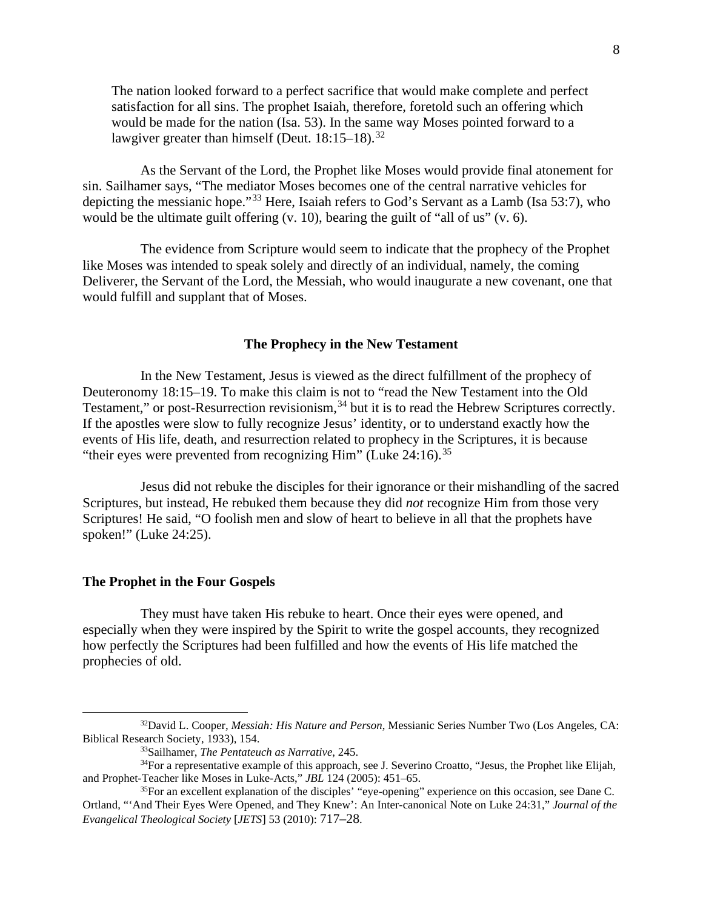> The nation looked forward to a perfect sacrifice that would make complete and perfect satisfaction for all sins. The prophet Isaiah, therefore, foretold such an offering which would be made for the nation (Isa. 53). In the same way Moses pointed forward to a lawgiver greater than himself (Deut. 18:15–18).[32]

As the Servant of the Lord, the Prophet like Moses would provide final atonement for sin. Sailhamer says, "The mediator Moses becomes one of the central narrative vehicles for depicting the messianic hope."[33] Here, Isaiah refers to God's Servant as a Lamb (Isa 53:7), who would be the ultimate guilt offering (v. 10), bearing the guilt of "all of us" (v. 6).

The evidence from Scripture would seem to indicate that the prophecy of the Prophet like Moses was intended to speak solely and directly of an individual, namely, the coming Deliverer, the Servant of the Lord, the Messiah, who would inaugurate a new covenant, one that would fulfill and supplant that of Moses.

## The Prophecy in the New Testament

In the New Testament, Jesus is viewed as the direct fulfillment of the prophecy of Deuteronomy 18:15–19. To make this claim is not to "read the New Testament into the Old Testament," or post-Resurrection revisionism,[34] but it is to read the Hebrew Scriptures correctly. If the apostles were slow to fully recognize Jesus' identity, or to understand exactly how the events of His life, death, and resurrection related to prophecy in the Scriptures, it is because "their eyes were prevented from recognizing Him" (Luke 24:16).[35]

Jesus did not rebuke the disciples for their ignorance or their mishandling of the sacred Scriptures, but instead, He rebuked them because they did *not* recognize Him from those very Scriptures! He said, "O foolish men and slow of heart to believe in all that the prophets have spoken!" (Luke 24:25).

### The Prophet in the Four Gospels

They must have taken His rebuke to heart. Once their eyes were opened, and especially when they were inspired by the Spirit to write the gospel accounts, they recognized how perfectly the Scriptures had been fulfilled and how the events of His life matched the prophecies of old.

---

[32] David L. Cooper, *Messiah: His Nature and Person*, Messianic Series Number Two (Los Angeles, CA: Biblical Research Society, 1933), 154.

[33] Sailhamer, *The Pentateuch as Narrative*, 245.

[34] For a representative example of this approach, see J. Severino Croatto, "Jesus, the Prophet like Elijah, and Prophet-Teacher like Moses in Luke-Acts," *JBL* 124 (2005): 451–65.

[35] For an excellent explanation of the disciples' "eye-opening" experience on this occasion, see Dane C. Ortland, "'And Their Eyes Were Opened, and They Knew': An Inter-canonical Note on Luke 24:31," *Journal of the Evangelical Theological Society* [*JETS*] 53 (2010): 717–28.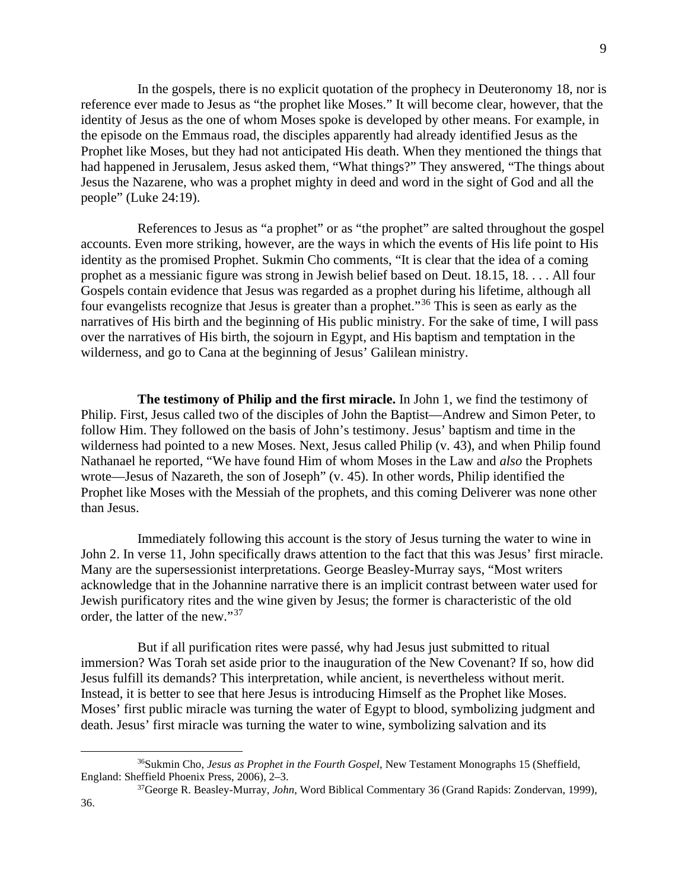In the gospels, there is no explicit quotation of the prophecy in Deuteronomy 18, nor is reference ever made to Jesus as "the prophet like Moses." It will become clear, however, that the identity of Jesus as the one of whom Moses spoke is developed by other means. For example, in the episode on the Emmaus road, the disciples apparently had already identified Jesus as the Prophet like Moses, but they had not anticipated His death. When they mentioned the things that had happened in Jerusalem, Jesus asked them, "What things?" They answered, "The things about Jesus the Nazarene, who was a prophet mighty in deed and word in the sight of God and all the people" (Luke 24:19).

References to Jesus as "a prophet" or as "the prophet" are salted throughout the gospel accounts. Even more striking, however, are the ways in which the events of His life point to His identity as the promised Prophet. Sukmin Cho comments, "It is clear that the idea of a coming prophet as a messianic figure was strong in Jewish belief based on Deut. 18.15, 18. . . . All four Gospels contain evidence that Jesus was regarded as a prophet during his lifetime, although all four evangelists recognize that Jesus is greater than a prophet."[36] This is seen as early as the narratives of His birth and the beginning of His public ministry. For the sake of time, I will pass over the narratives of His birth, the sojourn in Egypt, and His baptism and temptation in the wilderness, and go to Cana at the beginning of Jesus' Galilean ministry.

**The testimony of Philip and the first miracle.** In John 1, we find the testimony of Philip. First, Jesus called two of the disciples of John the Baptist—Andrew and Simon Peter, to follow Him. They followed on the basis of John's testimony. Jesus' baptism and time in the wilderness had pointed to a new Moses. Next, Jesus called Philip (v. 43), and when Philip found Nathanael he reported, "We have found Him of whom Moses in the Law and *also* the Prophets wrote—Jesus of Nazareth, the son of Joseph" (v. 45). In other words, Philip identified the Prophet like Moses with the Messiah of the prophets, and this coming Deliverer was none other than Jesus.

Immediately following this account is the story of Jesus turning the water to wine in John 2. In verse 11, John specifically draws attention to the fact that this was Jesus' first miracle. Many are the supersessionist interpretations. George Beasley-Murray says, "Most writers acknowledge that in the Johannine narrative there is an implicit contrast between water used for Jewish purificatory rites and the wine given by Jesus; the former is characteristic of the old order, the latter of the new."[37]

But if all purification rites were passé, why had Jesus just submitted to ritual immersion? Was Torah set aside prior to the inauguration of the New Covenant? If so, how did Jesus fulfill its demands? This interpretation, while ancient, is nevertheless without merit. Instead, it is better to see that here Jesus is introducing Himself as the Prophet like Moses. Moses' first public miracle was turning the water of Egypt to blood, symbolizing judgment and death. Jesus' first miracle was turning the water to wine, symbolizing salvation and its

---

[36] Sukmin Cho, *Jesus as Prophet in the Fourth Gospel*, New Testament Monographs 15 (Sheffield, England: Sheffield Phoenix Press, 2006), 2–3.

[37] George R. Beasley-Murray, *John*, Word Biblical Commentary 36 (Grand Rapids: Zondervan, 1999), 36.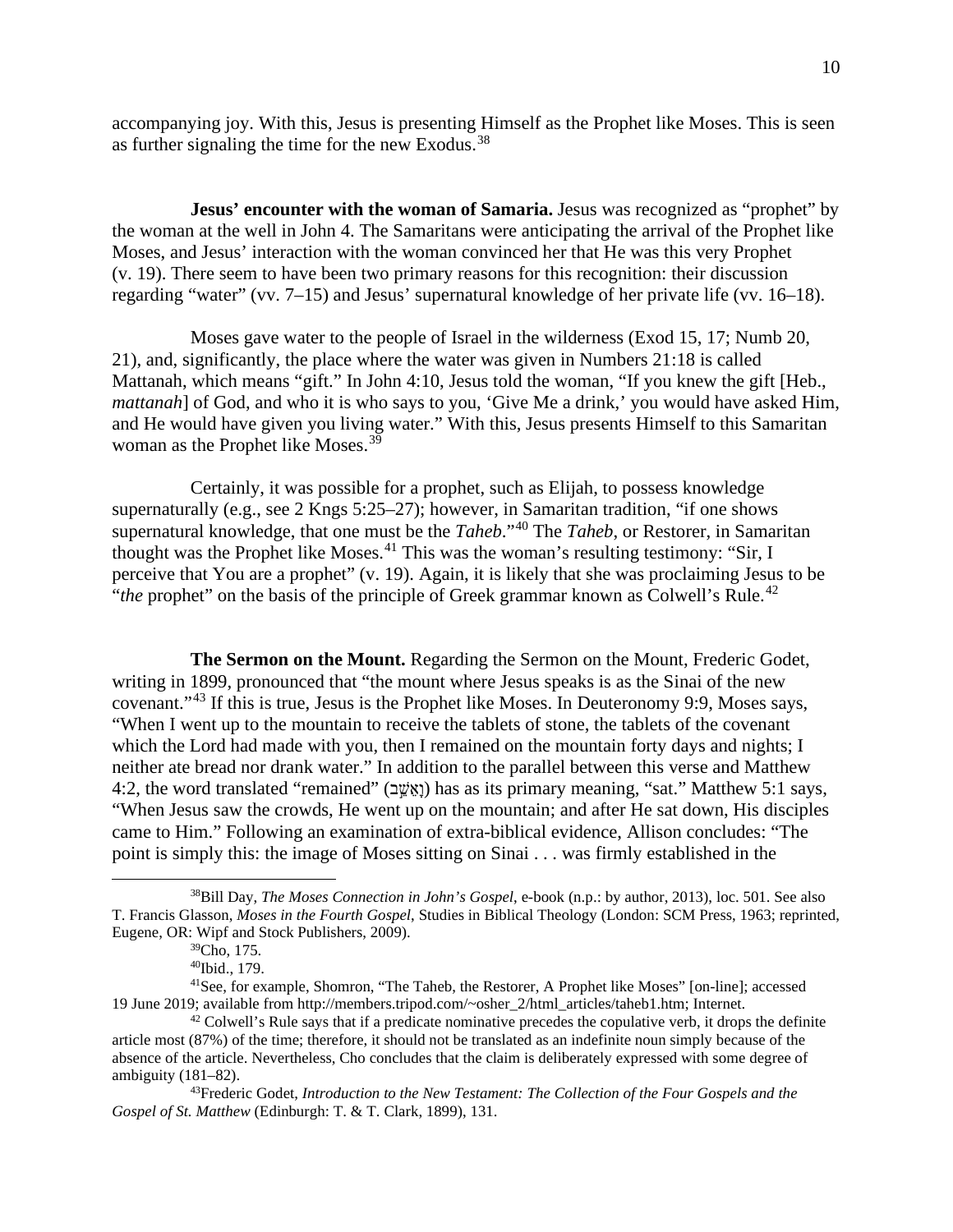accompanying joy. With this, Jesus is presenting Himself as the Prophet like Moses. This is seen as further signaling the time for the new Exodus.[38]

**Jesus' encounter with the woman of Samaria.** Jesus was recognized as "prophet" by the woman at the well in John 4. The Samaritans were anticipating the arrival of the Prophet like Moses, and Jesus' interaction with the woman convinced her that He was this very Prophet (v. 19). There seem to have been two primary reasons for this recognition: their discussion regarding "water" (vv. 7–15) and Jesus' supernatural knowledge of her private life (vv. 16–18).

Moses gave water to the people of Israel in the wilderness (Exod 15, 17; Numb 20, 21), and, significantly, the place where the water was given in Numbers 21:18 is called Mattanah, which means "gift." In John 4:10, Jesus told the woman, "If you knew the gift [Heb., *mattanah*] of God, and who it is who says to you, 'Give Me a drink,' you would have asked Him, and He would have given you living water." With this, Jesus presents Himself to this Samaritan woman as the Prophet like Moses.[39]

Certainly, it was possible for a prophet, such as Elijah, to possess knowledge supernaturally (e.g., see 2 Kngs 5:25–27); however, in Samaritan tradition, "if one shows supernatural knowledge, that one must be the *Taheb*."[40] The *Taheb*, or Restorer, in Samaritan thought was the Prophet like Moses.[41] This was the woman's resulting testimony: "Sir, I perceive that You are a prophet" (v. 19). Again, it is likely that she was proclaiming Jesus to be "*the* prophet" on the basis of the principle of Greek grammar known as Colwell's Rule.[42]

**The Sermon on the Mount.** Regarding the Sermon on the Mount, Frederic Godet, writing in 1899, pronounced that "the mount where Jesus speaks is as the Sinai of the new covenant."[43] If this is true, Jesus is the Prophet like Moses. In Deuteronomy 9:9, Moses says, "When I went up to the mountain to receive the tablets of stone, the tablets of the covenant which the Lord had made with you, then I remained on the mountain forty days and nights; I neither ate bread nor drank water." In addition to the parallel between this verse and Matthew 4:2, the word translated "remained" (וָאֵשֵׁב) has as its primary meaning, "sat." Matthew 5:1 says, "When Jesus saw the crowds, He went up on the mountain; and after He sat down, His disciples came to Him." Following an examination of extra-biblical evidence, Allison concludes: "The point is simply this: the image of Moses sitting on Sinai . . . was firmly established in the

---

[38]Bill Day, *The Moses Connection in John's Gospel*, e-book (n.p.: by author, 2013), loc. 501. See also T. Francis Glasson, *Moses in the Fourth Gospel*, Studies in Biblical Theology (London: SCM Press, 1963; reprinted, Eugene, OR: Wipf and Stock Publishers, 2009).

[39]Cho, 175.

[40]Ibid., 179.

[41]See, for example, Shomron, "The Taheb, the Restorer, A Prophet like Moses" [on-line]; accessed 19 June 2019; available from http://members.tripod.com/~osher_2/html_articles/taheb1.htm; Internet.

[42] Colwell's Rule says that if a predicate nominative precedes the copulative verb, it drops the definite article most (87%) of the time; therefore, it should not be translated as an indefinite noun simply because of the absence of the article. Nevertheless, Cho concludes that the claim is deliberately expressed with some degree of ambiguity (181–82).

[43]Frederic Godet, *Introduction to the New Testament: The Collection of the Four Gospels and the Gospel of St. Matthew* (Edinburgh: T. & T. Clark, 1899), 131.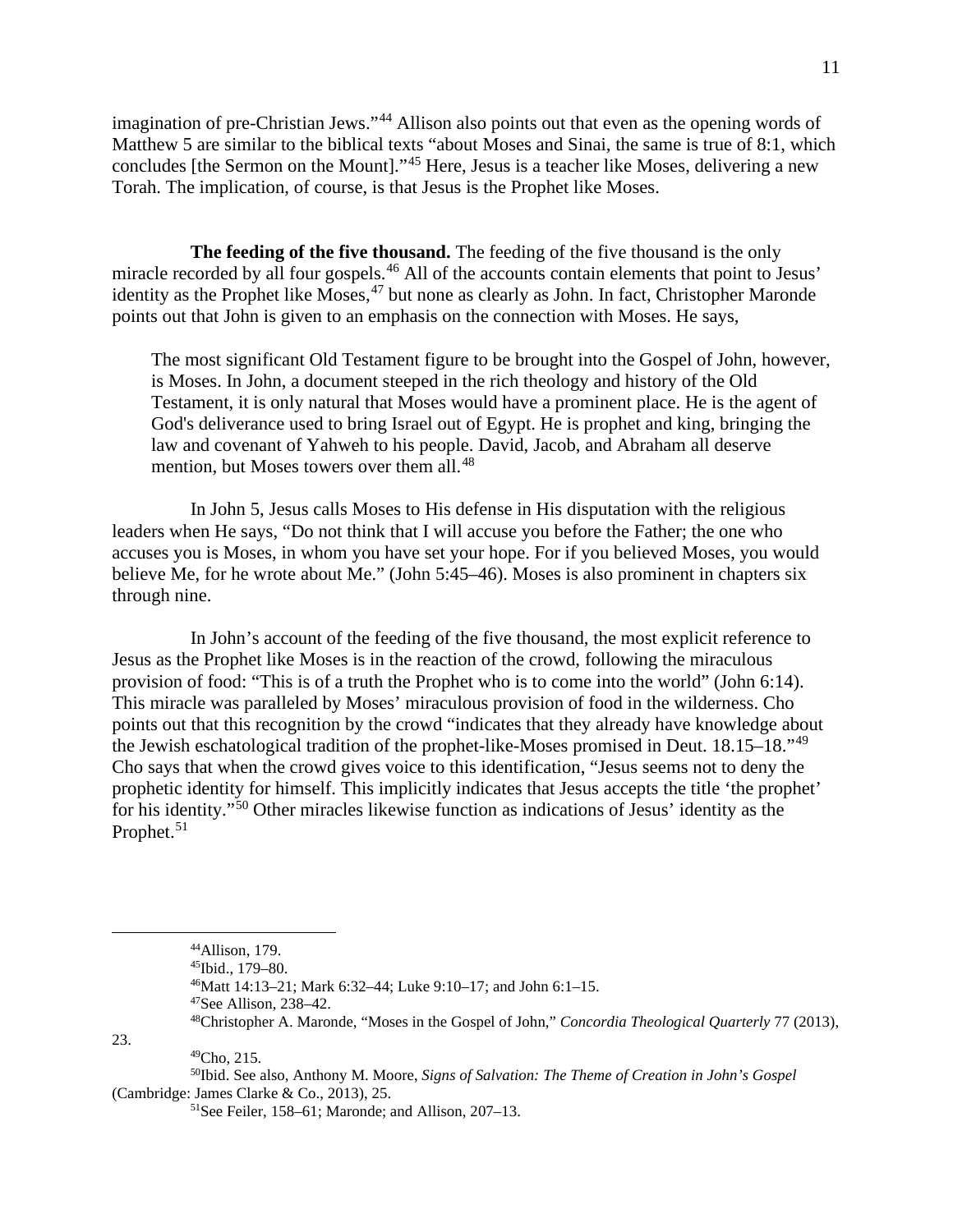imagination of pre-Christian Jews."[44] Allison also points out that even as the opening words of Matthew 5 are similar to the biblical texts "about Moses and Sinai, the same is true of 8:1, which concludes [the Sermon on the Mount]."[45] Here, Jesus is a teacher like Moses, delivering a new Torah. The implication, of course, is that Jesus is the Prophet like Moses.

**The feeding of the five thousand.** The feeding of the five thousand is the only miracle recorded by all four gospels.[46] All of the accounts contain elements that point to Jesus' identity as the Prophet like Moses,[47] but none as clearly as John. In fact, Christopher Maronde points out that John is given to an emphasis on the connection with Moses. He says,

> The most significant Old Testament figure to be brought into the Gospel of John, however, is Moses. In John, a document steeped in the rich theology and history of the Old Testament, it is only natural that Moses would have a prominent place. He is the agent of God's deliverance used to bring Israel out of Egypt. He is prophet and king, bringing the law and covenant of Yahweh to his people. David, Jacob, and Abraham all deserve mention, but Moses towers over them all.[48]

In John 5, Jesus calls Moses to His defense in His disputation with the religious leaders when He says, "Do not think that I will accuse you before the Father; the one who accuses you is Moses, in whom you have set your hope. For if you believed Moses, you would believe Me, for he wrote about Me." (John 5:45–46). Moses is also prominent in chapters six through nine.

In John's account of the feeding of the five thousand, the most explicit reference to Jesus as the Prophet like Moses is in the reaction of the crowd, following the miraculous provision of food: "This is of a truth the Prophet who is to come into the world" (John 6:14). This miracle was paralleled by Moses' miraculous provision of food in the wilderness. Cho points out that this recognition by the crowd "indicates that they already have knowledge about the Jewish eschatological tradition of the prophet-like-Moses promised in Deut. 18.15–18."[49] Cho says that when the crowd gives voice to this identification, "Jesus seems not to deny the prophetic identity for himself. This implicitly indicates that Jesus accepts the title 'the prophet' for his identity."[50] Other miracles likewise function as indications of Jesus' identity as the Prophet.[51]

---

[44]Allison, 179.

[45]Ibid., 179–80.

[46]Matt 14:13–21; Mark 6:32–44; Luke 9:10–17; and John 6:1–15.

[47]See Allison, 238–42.

[48]Christopher A. Maronde, "Moses in the Gospel of John," *Concordia Theological Quarterly* 77 (2013), 23.

[49]Cho, 215.

[50]Ibid. See also, Anthony M. Moore, *Signs of Salvation: The Theme of Creation in John's Gospel* (Cambridge: James Clarke & Co., 2013), 25.

[51]See Feiler, 158–61; Maronde; and Allison, 207–13.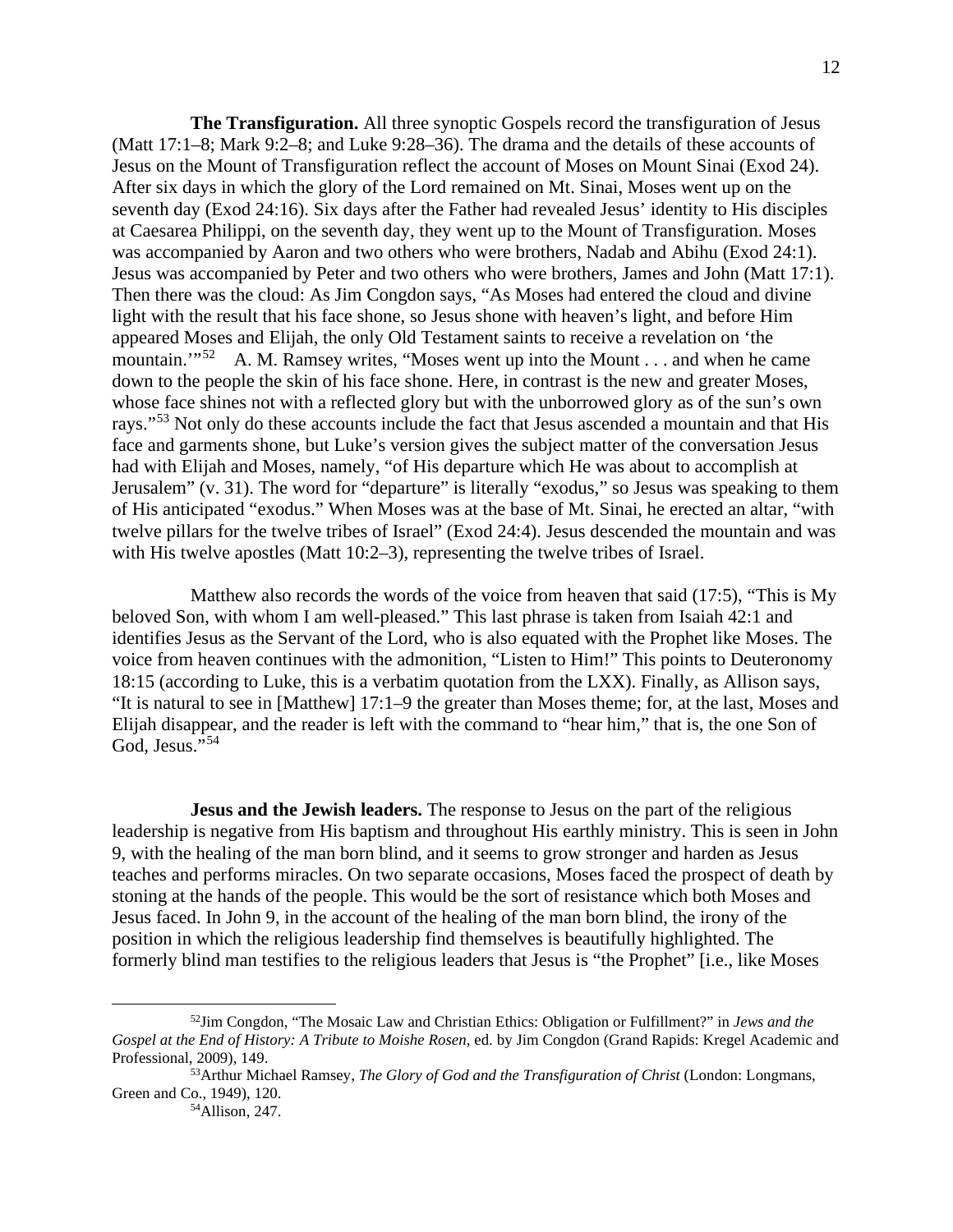**The Transfiguration.** All three synoptic Gospels record the transfiguration of Jesus (Matt 17:1–8; Mark 9:2–8; and Luke 9:28–36). The drama and the details of these accounts of Jesus on the Mount of Transfiguration reflect the account of Moses on Mount Sinai (Exod 24). After six days in which the glory of the Lord remained on Mt. Sinai, Moses went up on the seventh day (Exod 24:16). Six days after the Father had revealed Jesus' identity to His disciples at Caesarea Philippi, on the seventh day, they went up to the Mount of Transfiguration. Moses was accompanied by Aaron and two others who were brothers, Nadab and Abihu (Exod 24:1). Jesus was accompanied by Peter and two others who were brothers, James and John (Matt 17:1). Then there was the cloud: As Jim Congdon says, "As Moses had entered the cloud and divine light with the result that his face shone, so Jesus shone with heaven's light, and before Him appeared Moses and Elijah, the only Old Testament saints to receive a revelation on 'the mountain.'"[52] A. M. Ramsey writes, "Moses went up into the Mount . . . and when he came down to the people the skin of his face shone. Here, in contrast is the new and greater Moses, whose face shines not with a reflected glory but with the unborrowed glory as of the sun's own rays."[53] Not only do these accounts include the fact that Jesus ascended a mountain and that His face and garments shone, but Luke's version gives the subject matter of the conversation Jesus had with Elijah and Moses, namely, "of His departure which He was about to accomplish at Jerusalem" (v. 31). The word for "departure" is literally "exodus," so Jesus was speaking to them of His anticipated "exodus." When Moses was at the base of Mt. Sinai, he erected an altar, "with twelve pillars for the twelve tribes of Israel" (Exod 24:4). Jesus descended the mountain and was with His twelve apostles (Matt 10:2–3), representing the twelve tribes of Israel.

Matthew also records the words of the voice from heaven that said (17:5), "This is My beloved Son, with whom I am well-pleased." This last phrase is taken from Isaiah 42:1 and identifies Jesus as the Servant of the Lord, who is also equated with the Prophet like Moses. The voice from heaven continues with the admonition, "Listen to Him!" This points to Deuteronomy 18:15 (according to Luke, this is a verbatim quotation from the LXX). Finally, as Allison says, "It is natural to see in [Matthew] 17:1–9 the greater than Moses theme; for, at the last, Moses and Elijah disappear, and the reader is left with the command to "hear him," that is, the one Son of God, Jesus."[54]

**Jesus and the Jewish leaders.** The response to Jesus on the part of the religious leadership is negative from His baptism and throughout His earthly ministry. This is seen in John 9, with the healing of the man born blind, and it seems to grow stronger and harden as Jesus teaches and performs miracles. On two separate occasions, Moses faced the prospect of death by stoning at the hands of the people. This would be the sort of resistance which both Moses and Jesus faced. In John 9, in the account of the healing of the man born blind, the irony of the position in which the religious leadership find themselves is beautifully highlighted. The formerly blind man testifies to the religious leaders that Jesus is "the Prophet" [i.e., like Moses

---

[52] Jim Congdon, "The Mosaic Law and Christian Ethics: Obligation or Fulfillment?" in *Jews and the Gospel at the End of History: A Tribute to Moishe Rosen*, ed. by Jim Congdon (Grand Rapids: Kregel Academic and Professional, 2009), 149.

[53] Arthur Michael Ramsey, *The Glory of God and the Transfiguration of Christ* (London: Longmans, Green and Co., 1949), 120.

[54] Allison, 247.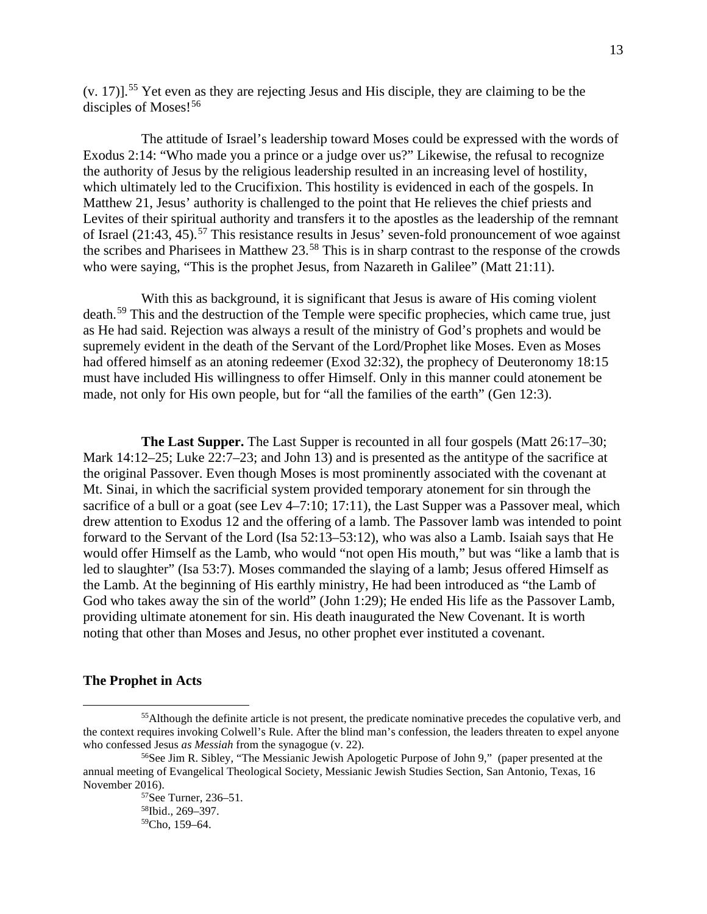(v. 17)].[55] Yet even as they are rejecting Jesus and His disciple, they are claiming to be the disciples of Moses![56]

The attitude of Israel's leadership toward Moses could be expressed with the words of Exodus 2:14: "Who made you a prince or a judge over us?" Likewise, the refusal to recognize the authority of Jesus by the religious leadership resulted in an increasing level of hostility, which ultimately led to the Crucifixion. This hostility is evidenced in each of the gospels. In Matthew 21, Jesus' authority is challenged to the point that He relieves the chief priests and Levites of their spiritual authority and transfers it to the apostles as the leadership of the remnant of Israel (21:43, 45).[57] This resistance results in Jesus' seven-fold pronouncement of woe against the scribes and Pharisees in Matthew 23.[58] This is in sharp contrast to the response of the crowds who were saying, "This is the prophet Jesus, from Nazareth in Galilee" (Matt 21:11).

With this as background, it is significant that Jesus is aware of His coming violent death.[59] This and the destruction of the Temple were specific prophecies, which came true, just as He had said. Rejection was always a result of the ministry of God's prophets and would be supremely evident in the death of the Servant of the Lord/Prophet like Moses. Even as Moses had offered himself as an atoning redeemer (Exod 32:32), the prophecy of Deuteronomy 18:15 must have included His willingness to offer Himself. Only in this manner could atonement be made, not only for His own people, but for "all the families of the earth" (Gen 12:3).

**The Last Supper.** The Last Supper is recounted in all four gospels (Matt 26:17–30; Mark 14:12–25; Luke 22:7–23; and John 13) and is presented as the antitype of the sacrifice at the original Passover. Even though Moses is most prominently associated with the covenant at Mt. Sinai, in which the sacrificial system provided temporary atonement for sin through the sacrifice of a bull or a goat (see Lev 4–7:10; 17:11), the Last Supper was a Passover meal, which drew attention to Exodus 12 and the offering of a lamb. The Passover lamb was intended to point forward to the Servant of the Lord (Isa 52:13–53:12), who was also a Lamb. Isaiah says that He would offer Himself as the Lamb, who would "not open His mouth," but was "like a lamb that is led to slaughter" (Isa 53:7). Moses commanded the slaying of a lamb; Jesus offered Himself as the Lamb. At the beginning of His earthly ministry, He had been introduced as "the Lamb of God who takes away the sin of the world" (John 1:29); He ended His life as the Passover Lamb, providing ultimate atonement for sin. His death inaugurated the New Covenant. It is worth noting that other than Moses and Jesus, no other prophet ever instituted a covenant.

## The Prophet in Acts

---

[55] Although the definite article is not present, the predicate nominative precedes the copulative verb, and the context requires invoking Colwell's Rule. After the blind man's confession, the leaders threaten to expel anyone who confessed Jesus *as Messiah* from the synagogue (v. 22).

[56] See Jim R. Sibley, "The Messianic Jewish Apologetic Purpose of John 9," (paper presented at the annual meeting of Evangelical Theological Society, Messianic Jewish Studies Section, San Antonio, Texas, 16 November 2016).

[57] See Turner, 236–51.

[58] Ibid., 269–397.

[59] Cho, 159–64.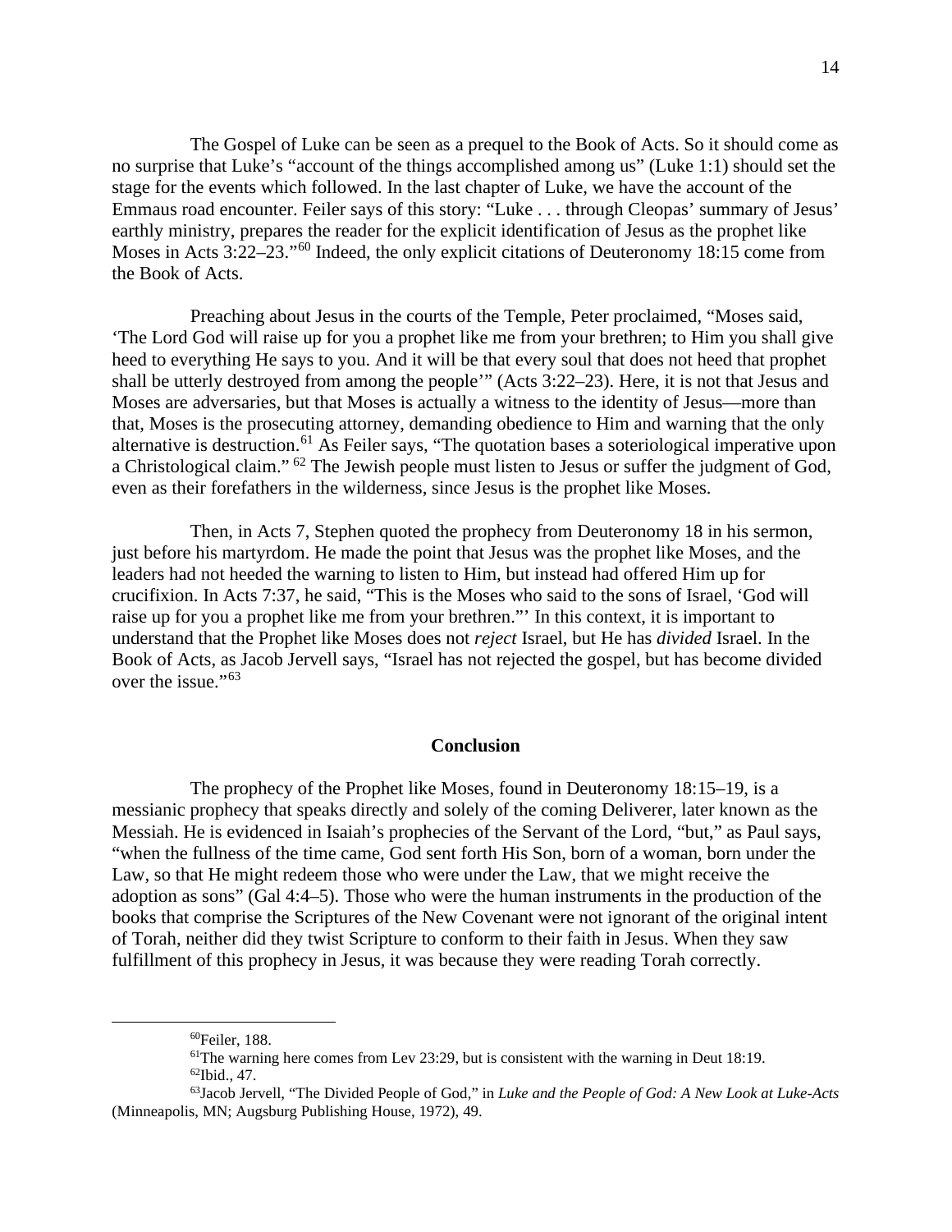The Gospel of Luke can be seen as a prequel to the Book of Acts. So it should come as no surprise that Luke's "account of the things accomplished among us" (Luke 1:1) should set the stage for the events which followed. In the last chapter of Luke, we have the account of the Emmaus road encounter. Feiler says of this story: "Luke . . . through Cleopas' summary of Jesus' earthly ministry, prepares the reader for the explicit identification of Jesus as the prophet like Moses in Acts 3:22–23."[60] Indeed, the only explicit citations of Deuteronomy 18:15 come from the Book of Acts.

Preaching about Jesus in the courts of the Temple, Peter proclaimed, "Moses said, 'The Lord God will raise up for you a prophet like me from your brethren; to Him you shall give heed to everything He says to you. And it will be that every soul that does not heed that prophet shall be utterly destroyed from among the people'" (Acts 3:22–23). Here, it is not that Jesus and Moses are adversaries, but that Moses is actually a witness to the identity of Jesus—more than that, Moses is the prosecuting attorney, demanding obedience to Him and warning that the only alternative is destruction.[61] As Feiler says, "The quotation bases a soteriological imperative upon a Christological claim." [62] The Jewish people must listen to Jesus or suffer the judgment of God, even as their forefathers in the wilderness, since Jesus is the prophet like Moses.

Then, in Acts 7, Stephen quoted the prophecy from Deuteronomy 18 in his sermon, just before his martyrdom. He made the point that Jesus was the prophet like Moses, and the leaders had not heeded the warning to listen to Him, but instead had offered Him up for crucifixion. In Acts 7:37, he said, "This is the Moses who said to the sons of Israel, 'God will raise up for you a prophet like me from your brethren."' In this context, it is important to understand that the Prophet like Moses does not *reject* Israel, but He has *divided* Israel. In the Book of Acts, as Jacob Jervell says, "Israel has not rejected the gospel, but has become divided over the issue."[63]

## Conclusion

The prophecy of the Prophet like Moses, found in Deuteronomy 18:15–19, is a messianic prophecy that speaks directly and solely of the coming Deliverer, later known as the Messiah. He is evidenced in Isaiah's prophecies of the Servant of the Lord, "but," as Paul says, "when the fullness of the time came, God sent forth His Son, born of a woman, born under the Law, so that He might redeem those who were under the Law, that we might receive the adoption as sons" (Gal 4:4–5). Those who were the human instruments in the production of the books that comprise the Scriptures of the New Covenant were not ignorant of the original intent of Torah, neither did they twist Scripture to conform to their faith in Jesus. When they saw fulfillment of this prophecy in Jesus, it was because they were reading Torah correctly.

---

[60] Feiler, 188.

[61] The warning here comes from Lev 23:29, but is consistent with the warning in Deut 18:19.

[62] Ibid., 47.

[63] Jacob Jervell, "The Divided People of God," in *Luke and the People of God: A New Look at Luke-Acts* (Minneapolis, MN; Augsburg Publishing House, 1972), 49.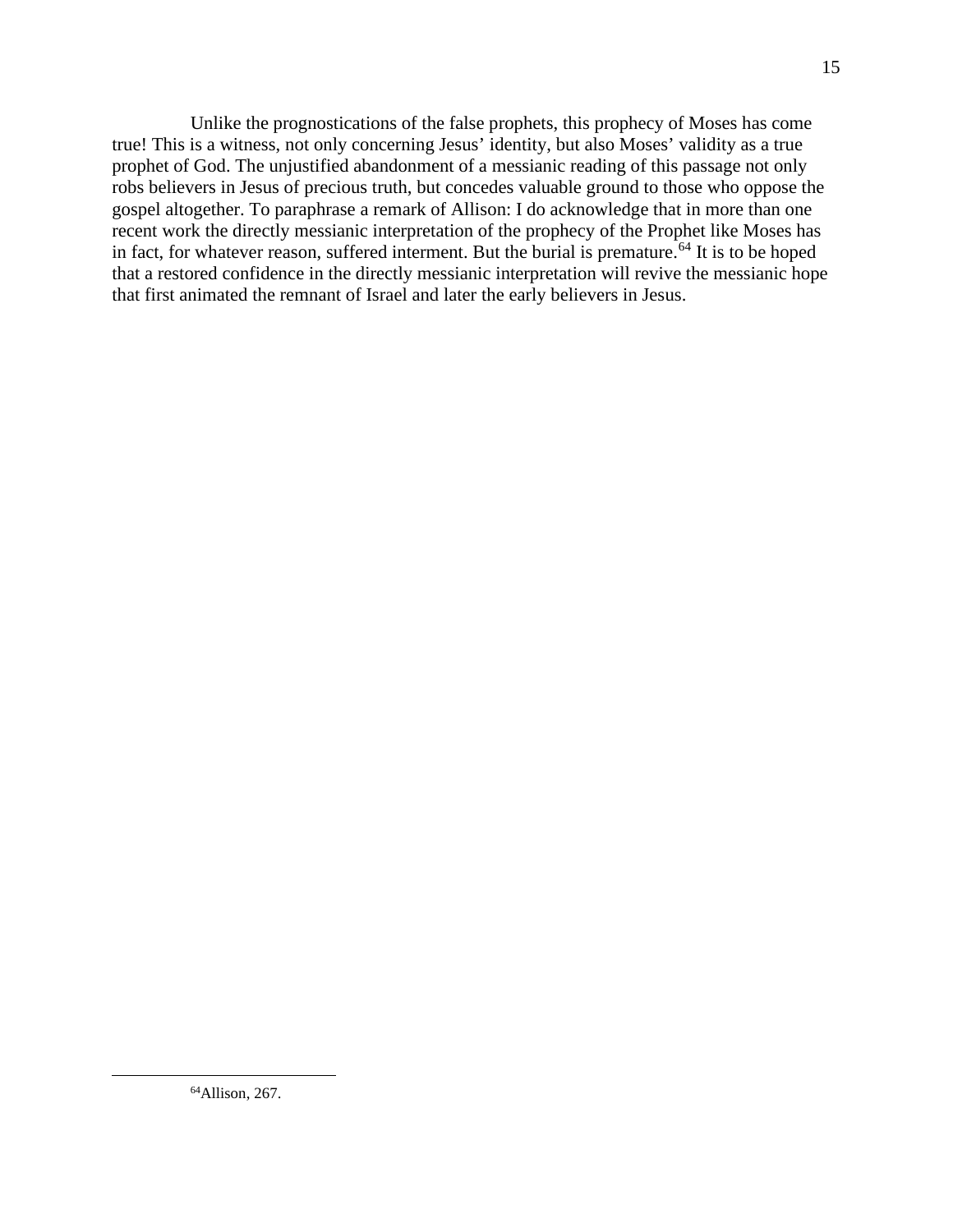Unlike the prognostications of the false prophets, this prophecy of Moses has come true! This is a witness, not only concerning Jesus' identity, but also Moses' validity as a true prophet of God. The unjustified abandonment of a messianic reading of this passage not only robs believers in Jesus of precious truth, but concedes valuable ground to those who oppose the gospel altogether. To paraphrase a remark of Allison: I do acknowledge that in more than one recent work the directly messianic interpretation of the prophecy of the Prophet like Moses has in fact, for whatever reason, suffered interment. But the burial is premature.[64] It is to be hoped that a restored confidence in the directly messianic interpretation will revive the messianic hope that first animated the remnant of Israel and later the early believers in Jesus.

---

[64]Allison, 267.